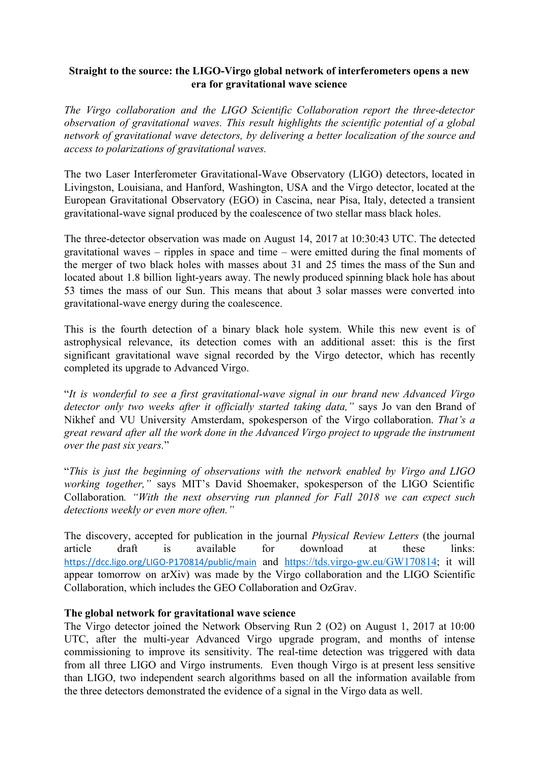**Straight to the source: the LIGO-Virgo global network of interferometers opens a new era for gravitational wave science**

*The Virgo collaboration and the LIGO Scientific Collaboration report the three-detector observation of gravitational waves. This result highlights the scientific potential of a global network of gravitational wave detectors, by delivering a better localization of the source and access to polarizations of gravitational waves.*

The two Laser Interferometer Gravitational-Wave Observatory (LIGO) detectors, located in Livingston, Louisiana, and Hanford, Washington, USA and the Virgo detector, located at the European Gravitational Observatory (EGO) in Cascina, near Pisa, Italy, detected a transient gravitational-wave signal produced by the coalescence of two stellar mass black holes.

The three-detector observation was made on August 14, 2017 at 10:30:43 UTC. The detected gravitational waves – ripples in space and time – were emitted during the final moments of the merger of two black holes with masses about 31 and 25 times the mass of the Sun and located about 1.8 billion light-years away. The newly produced spinning black hole has about 53 times the mass of our Sun. This means that about 3 solar masses were converted into gravitational-wave energy during the coalescence.

This is the fourth detection of a binary black hole system. While this new event is of astrophysical relevance, its detection comes with an additional asset: this is the first significant gravitational wave signal recorded by the Virgo detector, which has recently completed its upgrade to Advanced Virgo.

"*It is wonderful to see a first gravitational-wave signal in our brand new Advanced Virgo detector only two weeks after it officially started taking data,"* says Jo van den Brand of Nikhef and VU University Amsterdam, spokesperson of the Virgo collaboration. *That's a great reward after all the work done in the Advanced Virgo project to upgrade the instrument over the past six years.*"

"*This is just the beginning of observations with the network enabled by Virgo and LIGO working together,"* says MIT's David Shoemaker, spokesperson of the LIGO Scientific Collaboration*. "With the next observing run planned for Fall 2018 we can expect such detections weekly or even more often."*

The discovery, accepted for publication in the journal *Physical Review Letters* (the journal article draft is available for download at these links: https://dcc.ligo.org/LIGO-P170814/public/main and https://tds.virgo-gw.eu/GW170814; it will appear tomorrow on arXiv) was made by the Virgo collaboration and the LIGO Scientific Collaboration, which includes the GEO Collaboration and OzGrav.

**The global network for gravitational wave science**

The Virgo detector joined the Network Observing Run 2 (O2) on August 1, 2017 at 10:00 UTC, after the multi-year Advanced Virgo upgrade program, and months of intense commissioning to improve its sensitivity. The real-time detection was triggered with data from all three LIGO and Virgo instruments. Even though Virgo is at present less sensitive than LIGO, two independent search algorithms based on all the information available from the three detectors demonstrated the evidence of a signal in the Virgo data as well.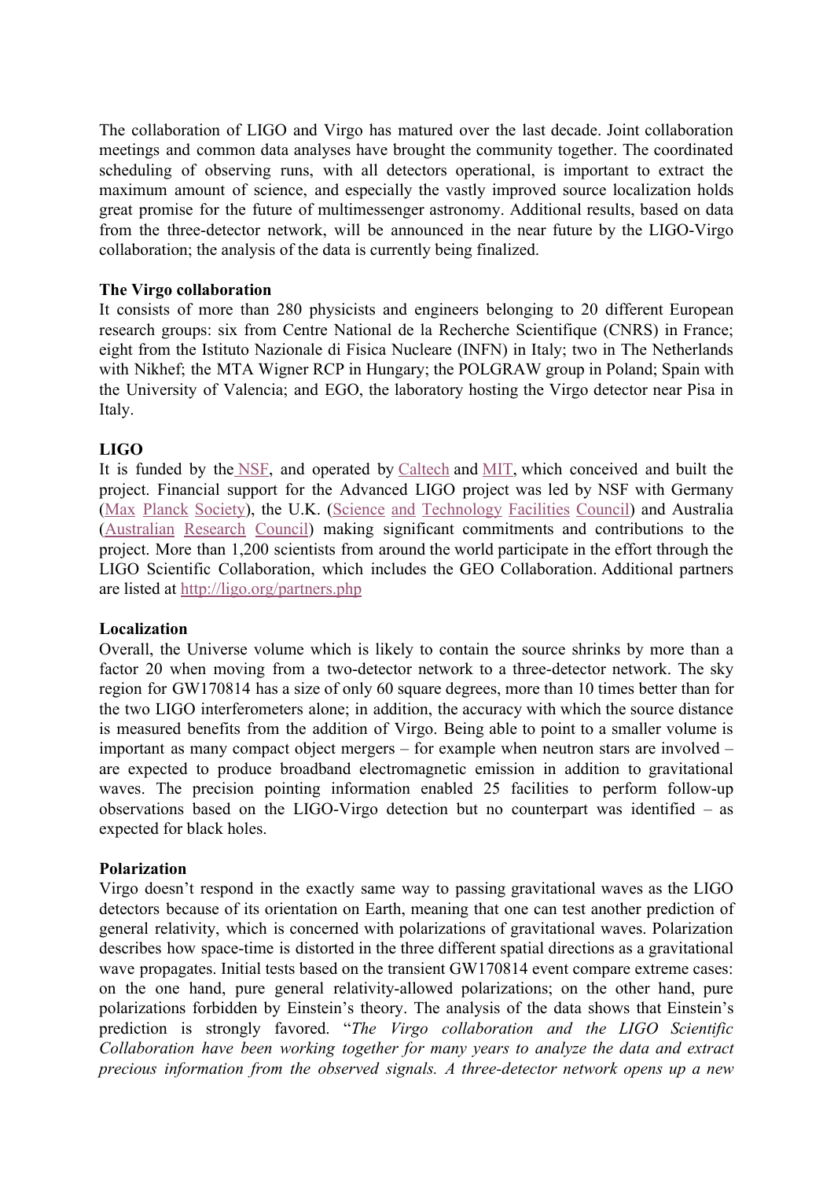The collaboration of LIGO and Virgo has matured over the last decade. Joint collaboration meetings and common data analyses have brought the community together. The coordinated scheduling of observing runs, with all detectors operational, is important to extract the maximum amount of science, and especially the vastly improved source localization holds great promise for the future of multimessenger astronomy. Additional results, based on data from the three-detector network, will be announced in the near future by the LIGO-Virgo collaboration; the analysis of the data is currently being finalized.

**The Virgo collaboration**
It consists of more than 280 physicists and engineers belonging to 20 different European research groups: six from Centre National de la Recherche Scientifique (CNRS) in France; eight from the Istituto Nazionale di Fisica Nucleare (INFN) in Italy; two in The Netherlands with Nikhef; the MTA Wigner RCP in Hungary; the POLGRAW group in Poland; Spain with the University of Valencia; and EGO, the laboratory hosting the Virgo detector near Pisa in Italy.

**LIGO**
It is funded by the NSF, and operated by Caltech and MIT, which conceived and built the project. Financial support for the Advanced LIGO project was led by NSF with Germany (Max Planck Society), the U.K. (Science and Technology Facilities Council) and Australia (Australian Research Council) making significant commitments and contributions to the project. More than 1,200 scientists from around the world participate in the effort through the LIGO Scientific Collaboration, which includes the GEO Collaboration. Additional partners are listed at http://ligo.org/partners.php

**Localization**
Overall, the Universe volume which is likely to contain the source shrinks by more than a factor 20 when moving from a two-detector network to a three-detector network. The sky region for GW170814 has a size of only 60 square degrees, more than 10 times better than for the two LIGO interferometers alone; in addition, the accuracy with which the source distance is measured benefits from the addition of Virgo. Being able to point to a smaller volume is important as many compact object mergers – for example when neutron stars are involved – are expected to produce broadband electromagnetic emission in addition to gravitational waves. The precision pointing information enabled 25 facilities to perform follow-up observations based on the LIGO-Virgo detection but no counterpart was identified – as expected for black holes.

**Polarization**
Virgo doesn't respond in the exactly same way to passing gravitational waves as the LIGO detectors because of its orientation on Earth, meaning that one can test another prediction of general relativity, which is concerned with polarizations of gravitational waves. Polarization describes how space-time is distorted in the three different spatial directions as a gravitational wave propagates. Initial tests based on the transient GW170814 event compare extreme cases: on the one hand, pure general relativity-allowed polarizations; on the other hand, pure polarizations forbidden by Einstein's theory. The analysis of the data shows that Einstein's prediction is strongly favored. "*The Virgo collaboration and the LIGO Scientific Collaboration have been working together for many years to analyze the data and extract precious information from the observed signals. A three-detector network opens up a new*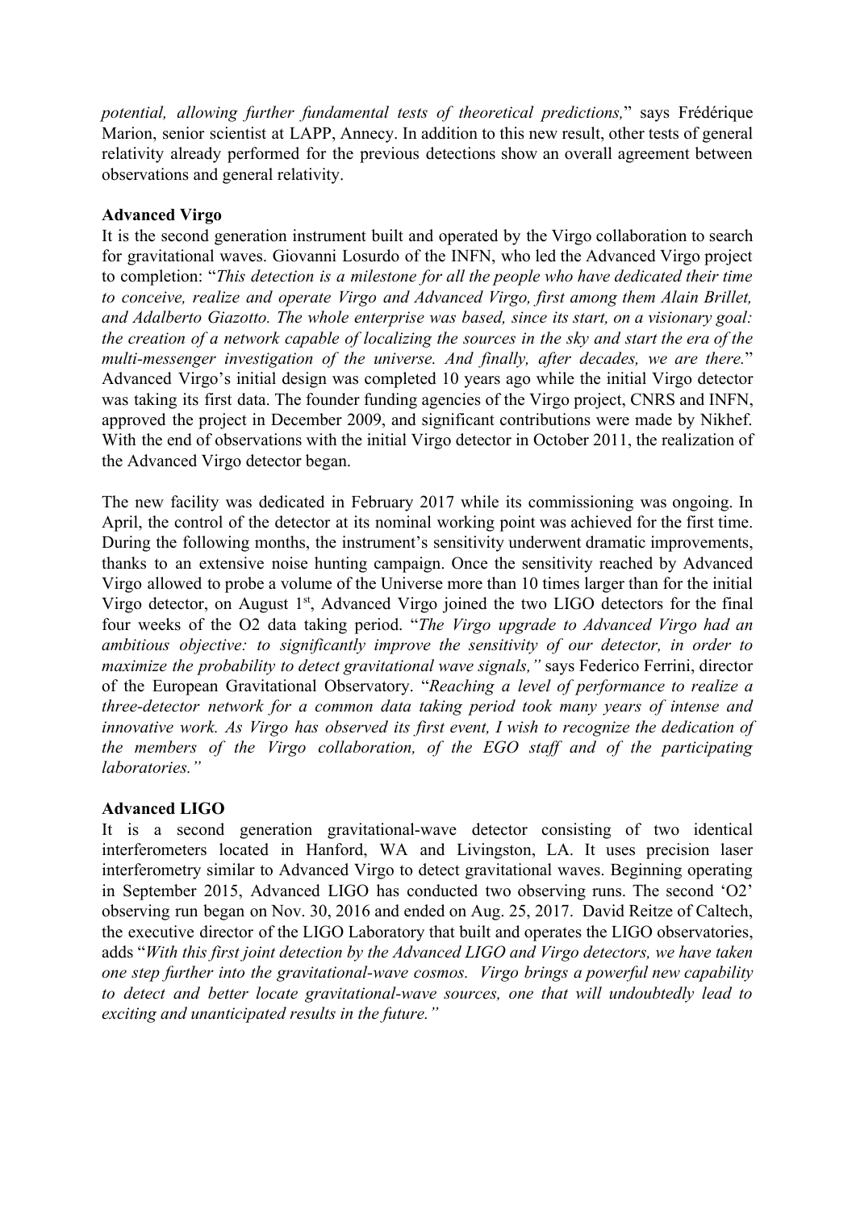*potential, allowing further fundamental tests of theoretical predictions,*" says Frédérique Marion, senior scientist at LAPP, Annecy. In addition to this new result, other tests of general relativity already performed for the previous detections show an overall agreement between observations and general relativity.

**Advanced Virgo**

It is the second generation instrument built and operated by the Virgo collaboration to search for gravitational waves. Giovanni Losurdo of the INFN, who led the Advanced Virgo project to completion: "*This detection is a milestone for all the people who have dedicated their time to conceive, realize and operate Virgo and Advanced Virgo, first among them Alain Brillet, and Adalberto Giazotto. The whole enterprise was based, since its start, on a visionary goal: the creation of a network capable of localizing the sources in the sky and start the era of the multi-messenger investigation of the universe. And finally, after decades, we are there.*" Advanced Virgo's initial design was completed 10 years ago while the initial Virgo detector was taking its first data. The founder funding agencies of the Virgo project, CNRS and INFN, approved the project in December 2009, and significant contributions were made by Nikhef. With the end of observations with the initial Virgo detector in October 2011, the realization of the Advanced Virgo detector began.

The new facility was dedicated in February 2017 while its commissioning was ongoing. In April, the control of the detector at its nominal working point was achieved for the first time. During the following months, the instrument's sensitivity underwent dramatic improvements, thanks to an extensive noise hunting campaign. Once the sensitivity reached by Advanced Virgo allowed to probe a volume of the Universe more than 10 times larger than for the initial Virgo detector, on August 1st, Advanced Virgo joined the two LIGO detectors for the final four weeks of the O2 data taking period. "*The Virgo upgrade to Advanced Virgo had an ambitious objective: to significantly improve the sensitivity of our detector, in order to maximize the probability to detect gravitational wave signals,"* says Federico Ferrini, director of the European Gravitational Observatory. "*Reaching a level of performance to realize a three-detector network for a common data taking period took many years of intense and innovative work. As Virgo has observed its first event, I wish to recognize the dedication of the members of the Virgo collaboration, of the EGO staff and of the participating laboratories."*

**Advanced LIGO**

It is a second generation gravitational-wave detector consisting of two identical interferometers located in Hanford, WA and Livingston, LA. It uses precision laser interferometry similar to Advanced Virgo to detect gravitational waves. Beginning operating in September 2015, Advanced LIGO has conducted two observing runs. The second 'O2' observing run began on Nov. 30, 2016 and ended on Aug. 25, 2017. David Reitze of Caltech, the executive director of the LIGO Laboratory that built and operates the LIGO observatories, adds "*With this first joint detection by the Advanced LIGO and Virgo detectors, we have taken one step further into the gravitational-wave cosmos. Virgo brings a powerful new capability to detect and better locate gravitational-wave sources, one that will undoubtedly lead to exciting and unanticipated results in the future."*